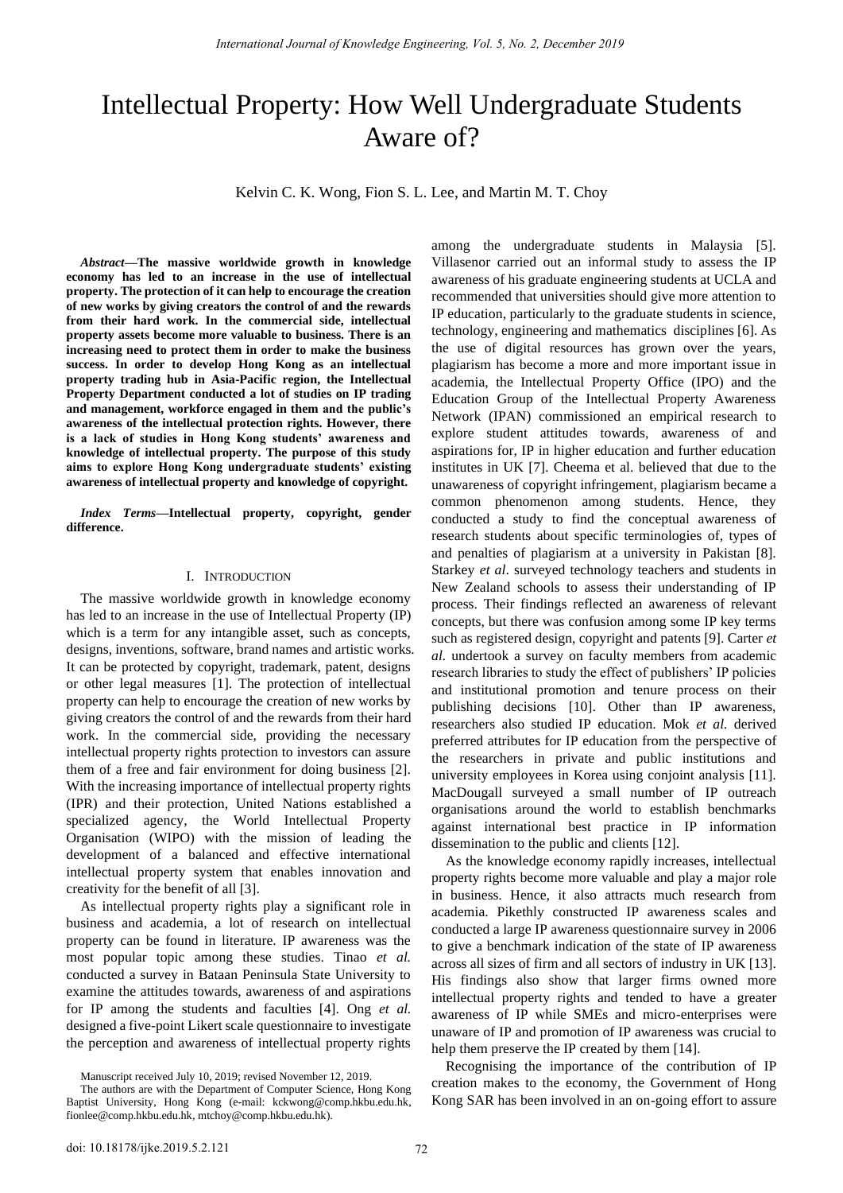# Intellectual Property: How Well Undergraduate Students Aware of?

Kelvin C. K. Wong, Fion S. L. Lee, and Martin M. T. Choy

***Abstract*—The massive worldwide growth in knowledge economy has led to an increase in the use of intellectual property. The protection of it can help to encourage the creation of new works by giving creators the control of and the rewards from their hard work. In the commercial side, intellectual property assets become more valuable to business. There is an increasing need to protect them in order to make the business success. In order to develop Hong Kong as an intellectual property trading hub in Asia-Pacific region, the Intellectual Property Department conducted a lot of studies on IP trading and management, workforce engaged in them and the public's awareness of the intellectual protection rights. However, there is a lack of studies in Hong Kong students' awareness and knowledge of intellectual property. The purpose of this study aims to explore Hong Kong undergraduate students' existing awareness of intellectual property and knowledge of copyright.**

***Index Terms*—Intellectual property, copyright, gender difference.**

## I. Introduction

The massive worldwide growth in knowledge economy has led to an increase in the use of Intellectual Property (IP) which is a term for any intangible asset, such as concepts, designs, inventions, software, brand names and artistic works. It can be protected by copyright, trademark, patent, designs or other legal measures [1]. The protection of intellectual property can help to encourage the creation of new works by giving creators the control of and the rewards from their hard work. In the commercial side, providing the necessary intellectual property rights protection to investors can assure them of a free and fair environment for doing business [2]. With the increasing importance of intellectual property rights (IPR) and their protection, United Nations established a specialized agency, the World Intellectual Property Organisation (WIPO) with the mission of leading the development of a balanced and effective international intellectual property system that enables innovation and creativity for the benefit of all [3].

As intellectual property rights play a significant role in business and academia, a lot of research on intellectual property can be found in literature. IP awareness was the most popular topic among these studies. Tinao *et al.* conducted a survey in Bataan Peninsula State University to examine the attitudes towards, awareness of and aspirations for IP among the students and faculties [4]. Ong *et al.* designed a five-point Likert scale questionnaire to investigate the perception and awareness of intellectual property rights among the undergraduate students in Malaysia [5]. Villasenor carried out an informal study to assess the IP awareness of his graduate engineering students at UCLA and recommended that universities should give more attention to IP education, particularly to the graduate students in science, technology, engineering and mathematics disciplines [6]. As the use of digital resources has grown over the years, plagiarism has become a more and more important issue in academia, the Intellectual Property Office (IPO) and the Education Group of the Intellectual Property Awareness Network (IPAN) commissioned an empirical research to explore student attitudes towards, awareness of and aspirations for, IP in higher education and further education institutes in UK [7]. Cheema et al. believed that due to the unawareness of copyright infringement, plagiarism became a common phenomenon among students. Hence, they conducted a study to find the conceptual awareness of research students about specific terminologies of, types of and penalties of plagiarism at a university in Pakistan [8]. Starkey *et al*. surveyed technology teachers and students in New Zealand schools to assess their understanding of IP process. Their findings reflected an awareness of relevant concepts, but there was confusion among some IP key terms such as registered design, copyright and patents [9]. Carter *et al.* undertook a survey on faculty members from academic research libraries to study the effect of publishers' IP policies and institutional promotion and tenure process on their publishing decisions [10]. Other than IP awareness, researchers also studied IP education. Mok *et al.* derived preferred attributes for IP education from the perspective of the researchers in private and public institutions and university employees in Korea using conjoint analysis [11]. MacDougall surveyed a small number of IP outreach organisations around the world to establish benchmarks against international best practice in IP information dissemination to the public and clients [12].

As the knowledge economy rapidly increases, intellectual property rights become more valuable and play a major role in business. Hence, it also attracts much research from academia. Pikethly constructed IP awareness scales and conducted a large IP awareness questionnaire survey in 2006 to give a benchmark indication of the state of IP awareness across all sizes of firm and all sectors of industry in UK [13]. His findings also show that larger firms owned more intellectual property rights and tended to have a greater awareness of IP while SMEs and micro-enterprises were unaware of IP and promotion of IP awareness was crucial to help them preserve the IP created by them [14].

Recognising the importance of the contribution of IP creation makes to the economy, the Government of Hong Kong SAR has been involved in an on-going effort to assure

Manuscript received July 10, 2019; revised November 12, 2019.

The authors are with the Department of Computer Science, Hong Kong Baptist University, Hong Kong (e-mail: kckwong@comp.hkbu.edu.hk, fionlee@comp.hkbu.edu.hk, mtchoy@comp.hkbu.edu.hk).

doi: 10.18178/ijke.2019.5.2.121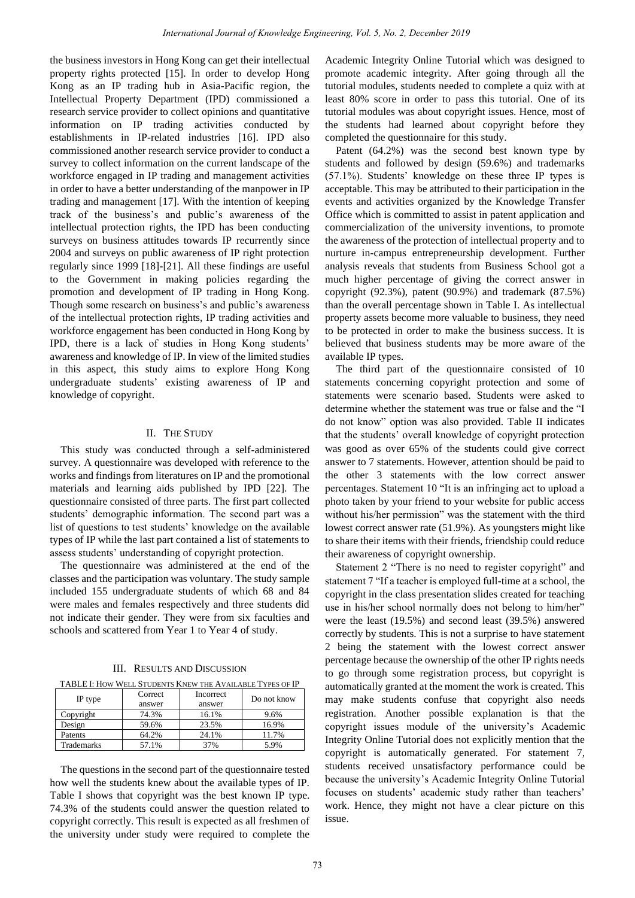the business investors in Hong Kong can get their intellectual property rights protected [15]. In order to develop Hong Kong as an IP trading hub in Asia-Pacific region, the Intellectual Property Department (IPD) commissioned a research service provider to collect opinions and quantitative information on IP trading activities conducted by establishments in IP-related industries [16]. IPD also commissioned another research service provider to conduct a survey to collect information on the current landscape of the workforce engaged in IP trading and management activities in order to have a better understanding of the manpower in IP trading and management [17]. With the intention of keeping track of the business's and public's awareness of the intellectual protection rights, the IPD has been conducting surveys on business attitudes towards IP recurrently since 2004 and surveys on public awareness of IP right protection regularly since 1999 [18]-[21]. All these findings are useful to the Government in making policies regarding the promotion and development of IP trading in Hong Kong. Though some research on business's and public's awareness of the intellectual protection rights, IP trading activities and workforce engagement has been conducted in Hong Kong by IPD, there is a lack of studies in Hong Kong students' awareness and knowledge of IP. In view of the limited studies in this aspect, this study aims to explore Hong Kong undergraduate students' existing awareness of IP and knowledge of copyright.

## II. The Study

This study was conducted through a self-administered survey. A questionnaire was developed with reference to the works and findings from literatures on IP and the promotional materials and learning aids published by IPD [22]. The questionnaire consisted of three parts. The first part collected students' demographic information. The second part was a list of questions to test students' knowledge on the available types of IP while the last part contained a list of statements to assess students' understanding of copyright protection.

The questionnaire was administered at the end of the classes and the participation was voluntary. The study sample included 155 undergraduate students of which 68 and 84 were males and females respectively and three students did not indicate their gender. They were from six faculties and schools and scattered from Year 1 to Year 4 of study.

## III. Results and Discussion

TABLE I: How Well Students Knew the Available Types of IP

| IP type | Correct answer | Incorrect answer | Do not know |
|---|---|---|---|
| Copyright | 74.3% | 16.1% | 9.6% |
| Design | 59.6% | 23.5% | 16.9% |
| Patents | 64.2% | 24.1% | 11.7% |
| Trademarks | 57.1% | 37% | 5.9% |

The questions in the second part of the questionnaire tested how well the students knew about the available types of IP. Table I shows that copyright was the best known IP type. 74.3% of the students could answer the question related to copyright correctly. This result is expected as all freshmen of the university under study were required to complete the Academic Integrity Online Tutorial which was designed to promote academic integrity. After going through all the tutorial modules, students needed to complete a quiz with at least 80% score in order to pass this tutorial. One of its tutorial modules was about copyright issues. Hence, most of the students had learned about copyright before they completed the questionnaire for this study.

Patent (64.2%) was the second best known type by students and followed by design (59.6%) and trademarks (57.1%). Students' knowledge on these three IP types is acceptable. This may be attributed to their participation in the events and activities organized by the Knowledge Transfer Office which is committed to assist in patent application and commercialization of the university inventions, to promote the awareness of the protection of intellectual property and to nurture in-campus entrepreneurship development. Further analysis reveals that students from Business School got a much higher percentage of giving the correct answer in copyright (92.3%), patent (90.9%) and trademark (87.5%) than the overall percentage shown in Table I. As intellectual property assets become more valuable to business, they need to be protected in order to make the business success. It is believed that business students may be more aware of the available IP types.

The third part of the questionnaire consisted of 10 statements concerning copyright protection and some of statements were scenario based. Students were asked to determine whether the statement was true or false and the "I do not know" option was also provided. Table II indicates that the students' overall knowledge of copyright protection was good as over 65% of the students could give correct answer to 7 statements. However, attention should be paid to the other 3 statements with the low correct answer percentages. Statement 10 "It is an infringing act to upload a photo taken by your friend to your website for public access without his/her permission" was the statement with the third lowest correct answer rate (51.9%). As youngsters might like to share their items with their friends, friendship could reduce their awareness of copyright ownership.

Statement 2 "There is no need to register copyright" and statement 7 "If a teacher is employed full-time at a school, the copyright in the class presentation slides created for teaching use in his/her school normally does not belong to him/her" were the least (19.5%) and second least (39.5%) answered correctly by students. This is not a surprise to have statement 2 being the statement with the lowest correct answer percentage because the ownership of the other IP rights needs to go through some registration process, but copyright is automatically granted at the moment the work is created. This may make students confuse that copyright also needs registration. Another possible explanation is that the copyright issues module of the university's Academic Integrity Online Tutorial does not explicitly mention that the copyright is automatically generated. For statement 7, students received unsatisfactory performance could be because the university's Academic Integrity Online Tutorial focuses on students' academic study rather than teachers' work. Hence, they might not have a clear picture on this issue.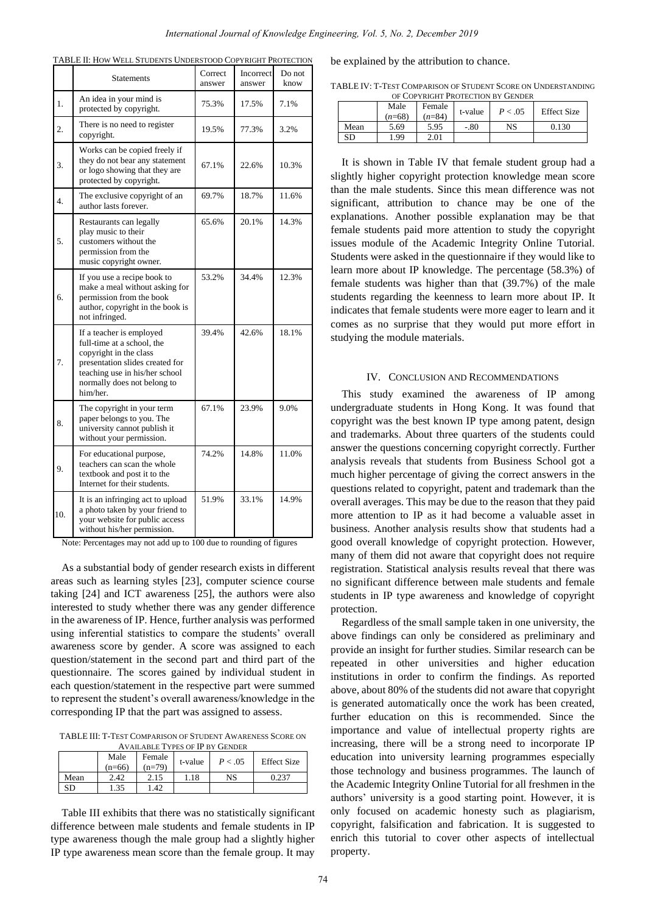TABLE II: HOW WELL STUDENTS UNDERSTOOD COPYRIGHT PROTECTION

| | Statements | Correct answer | Incorrect answer | Do not know |
|---|---|---|---|---|
| 1. | An idea in your mind is protected by copyright. | 75.3% | 17.5% | 7.1% |
| 2. | There is no need to register copyright. | 19.5% | 77.3% | 3.2% |
| 3. | Works can be copied freely if they do not bear any statement or logo showing that they are protected by copyright. | 67.1% | 22.6% | 10.3% |
| 4. | The exclusive copyright of an author lasts forever. | 69.7% | 18.7% | 11.6% |
| 5. | Restaurants can legally play music to their customers without the permission from the music copyright owner. | 65.6% | 20.1% | 14.3% |
| 6. | If you use a recipe book to make a meal without asking for permission from the book author, copyright in the book is not infringed. | 53.2% | 34.4% | 12.3% |
| 7. | If a teacher is employed full-time at a school, the copyright in the class presentation slides created for teaching use in his/her school normally does not belong to him/her. | 39.4% | 42.6% | 18.1% |
| 8. | The copyright in your term paper belongs to you. The university cannot publish it without your permission. | 67.1% | 23.9% | 9.0% |
| 9. | For educational purpose, teachers can scan the whole textbook and post it to the Internet for their students. | 74.2% | 14.8% | 11.0% |
| 10. | It is an infringing act to upload a photo taken by your friend to your website for public access without his/her permission. | 51.9% | 33.1% | 14.9% |

Note: Percentages may not add up to 100 due to rounding of figures

As a substantial body of gender research exists in different areas such as learning styles [23], computer science course taking [24] and ICT awareness [25], the authors were also interested to study whether there was any gender difference in the awareness of IP. Hence, further analysis was performed using inferential statistics to compare the students' overall awareness score by gender. A score was assigned to each question/statement in the second part and third part of the questionnaire. The scores gained by individual student in each question/statement in the respective part were summed to represent the student's overall awareness/knowledge in the corresponding IP that the part was assigned to assess.

TABLE III: T-TEST COMPARISON OF STUDENT AWARENESS SCORE ON AVAILABLE TYPES OF IP BY GENDER

| | Male (n=66) | Female (n=79) | t-value | $P < .05$ | Effect Size |
|---|---|---|---|---|---|
| Mean | 2.42 | 2.15 | 1.18 | NS | 0.237 |
| SD | 1.35 | 1.42 | | | |

Table III exhibits that there was no statistically significant difference between male students and female students in IP type awareness though the male group had a slightly higher IP type awareness mean score than the female group. It may be explained by the attribution to chance.

TABLE IV: T-TEST COMPARISON OF STUDENT SCORE ON UNDERSTANDING OF COPYRIGHT PROTECTION BY GENDER

| | Male (*n*=68) | Female (*n*=84) | t-value | $P < .05$ | Effect Size |
|---|---|---|---|---|---|
| Mean | 5.69 | 5.95 | -.80 | NS | 0.130 |
| SD | 1.99 | 2.01 | | | |

It is shown in Table IV that female student group had a slightly higher copyright protection knowledge mean score than the male students. Since this mean difference was not significant, attribution to chance may be one of the explanations. Another possible explanation may be that female students paid more attention to study the copyright issues module of the Academic Integrity Online Tutorial. Students were asked in the questionnaire if they would like to learn more about IP knowledge. The percentage (58.3%) of female students was higher than that (39.7%) of the male students regarding the keenness to learn more about IP. It indicates that female students were more eager to learn and it comes as no surprise that they would put more effort in studying the module materials.

## IV. CONCLUSION AND RECOMMENDATIONS

This study examined the awareness of IP among undergraduate students in Hong Kong. It was found that copyright was the best known IP type among patent, design and trademarks. About three quarters of the students could answer the questions concerning copyright correctly. Further analysis reveals that students from Business School got a much higher percentage of giving the correct answers in the questions related to copyright, patent and trademark than the overall averages. This may be due to the reason that they paid more attention to IP as it had become a valuable asset in business. Another analysis results show that students had a good overall knowledge of copyright protection. However, many of them did not aware that copyright does not require registration. Statistical analysis results reveal that there was no significant difference between male students and female students in IP type awareness and knowledge of copyright protection.

Regardless of the small sample taken in one university, the above findings can only be considered as preliminary and provide an insight for further studies. Similar research can be repeated in other universities and higher education institutions in order to confirm the findings. As reported above, about 80% of the students did not aware that copyright is generated automatically once the work has been created, further education on this is recommended. Since the importance and value of intellectual property rights are increasing, there will be a strong need to incorporate IP education into university learning programmes especially those technology and business programmes. The launch of the Academic Integrity Online Tutorial for all freshmen in the authors' university is a good starting point. However, it is only focused on academic honesty such as plagiarism, copyright, falsification and fabrication. It is suggested to enrich this tutorial to cover other aspects of intellectual property.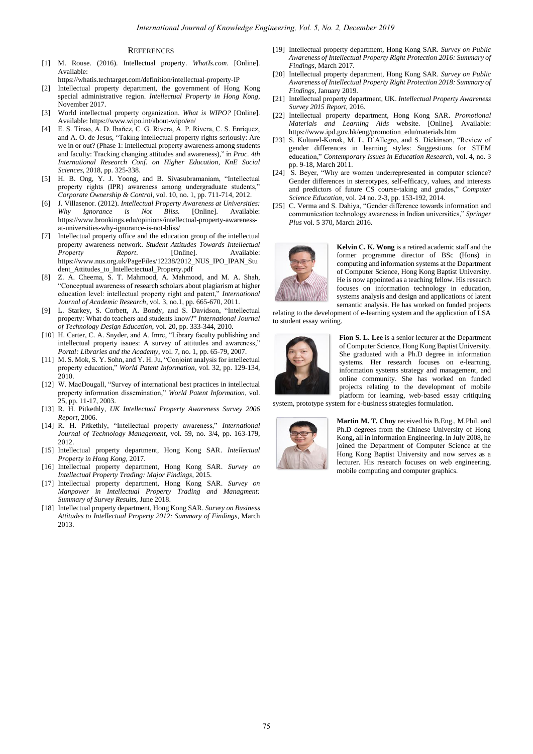## REFERENCES

[1] M. Rouse. (2016). Intellectual property. *WhatIs.com*. [Online]. Available: https://whatis.techtarget.com/definition/intellectual-property-IP

[2] Intellectual property department, the government of Hong Kong special administrative region. *Intellectual Property in Hong Kong*, November 2017.

[3] World intellectual property organization. *What is WIPO?* [Online]. Available: https://www.wipo.int/about-wipo/en/

[4] E. S. Tinao, A. D. Ibañez, C. G. Rivera, A. P. Rivera, C. S. Enriquez, and A. O. de Jesus, "Taking intellectual property rights seriously: Are we in or out? (Phase 1: Intellectual property awareness among students and faculty: Tracking changing attitudes and awareness)," in *Proc. 4th International Research Conf. on Higher Education, KnE Social Sciences*, 2018, pp. 325-338.

[5] H. B. Ong, Y. J. Yoong, and B. Sivasubramaniam, "Intellectual property rights (IPR) awareness among undergraduate students," *Corporate Ownership & Control*, vol. 10, no. 1, pp. 711-714, 2012.

[6] J. Villasenor. (2012). *Intellectual Property Awareness at Universities: Why Ignorance is Not Bliss.* [Online]. Available: https://www.brookings.edu/opinions/intellectual-property-awareness-at-universities-why-ignorance-is-not-bliss/

[7] Intellectual property office and the education group of the intellectual property awareness network. *Student Attitudes Towards Intellectual Property Report*. [Online]. Available: https://www.nus.org.uk/PageFiles/12238/2012_NUS_IPO_IPAN_Student_Attitudes_to_Intellectectual_Property.pdf

[8] Z. A. Cheema, S. T. Mahmood, A. Mahmood, and M. A. Shah, "Conceptual awareness of research scholars about plagiarism at higher education level: intellectual property right and patent," *International Journal of Academic Research*, vol. 3, no.1, pp. 665-670, 2011.

[9] L. Starkey, S. Corbett, A. Bondy, and S. Davidson, "Intellectual property: What do teachers and students know?" *International Journal of Technology Design Education*, vol. 20, pp. 333-344, 2010.

[10] H. Carter, C. A. Snyder, and A. Imre, "Library faculty publishing and intellectual property issues: A survey of attitudes and awareness," *Portal: Libraries and the Academy*, vol. 7, no. 1, pp. 65-79, 2007.

[11] M. S. Mok, S. Y. Sohn, and Y. H. Ju, "Conjoint analysis for intellectual property education," *World Patent Information*, vol. 32, pp. 129-134, 2010.

[12] W. MacDougall, "Survey of international best practices in intellectual property information dissemination," *World Patent Information*, vol. 25, pp. 11-17, 2003.

[13] R. H. Pitkethly, *UK Intellectual Property Awareness Survey 2006 Report*, 2006.

[14] R. H. Pitkethly, "Intellectual property awareness," *International Journal of Technology Management*, vol. 59, no. 3/4, pp. 163-179, 2012.

[15] Intellectual property department, Hong Kong SAR. *Intellectual Property in Hong Kong*, 2017.

[16] Intellectual property department, Hong Kong SAR. *Survey on Intellectual Property Trading: Major Findings*, 2015.

[17] Intellectual property department, Hong Kong SAR. *Survey on Manpower in Intellectual Property Trading and Managment: Summary of Survey Results*, June 2018.

[18] Intellectual property department, Hong Kong SAR. *Survey on Business Attitudes to Intellectual Property 2012: Summary of Findings*, March 2013.

[19] Intellectual property department, Hong Kong SAR. *Survey on Public Awareness of Intellectual Property Right Protection 2016: Summary of Findings*, March 2017.

[20] Intellectual property department, Hong Kong SAR. *Survey on Public Awareness of Intellectual Property Right Protection 2018: Summary of Findings*, January 2019.

[21] Intellectual property department, UK. *Intellectual Property Awareness Survey 2015 Report*, 2016.

[22] Intellectual property department, Hong Kong SAR. *Promotional Materials and Learning Aids* website. [Online]. Available: https://www.ipd.gov.hk/eng/promotion_edu/materials.htm

[23] S. Kulturel-Konak, M. L. D'Allegro, and S. Dickinson, "Review of gender differences in learning styles: Suggestions for STEM education," *Contemporary Issues in Education Research*, vol. 4, no. 3 pp. 9-18, March 2011.

[24] S. Beyer, "Why are women underrepresented in computer science? Gender differences in stereotypes, self-efficacy, values, and interests and predictors of future CS course-taking and grades," *Computer Science Education*, vol. 24 no. 2-3, pp. 153-192, 2014.

[25] C. Verma and S. Dahiya, "Gender difference towards information and communication technology awareness in Indian universities," *Springer Plus* vol. 5 370, March 2016.

**Kelvin C. K. Wong** is a retired academic staff and the former programme director of BSc (Hons) in computing and information systems at the Department of Computer Science, Hong Kong Baptist University. He is now appointed as a teaching fellow. His research focuses on information technology in education, systems analysis and design and applications of latent semantic analysis. He has worked on funded projects relating to the development of e-learning system and the application of LSA to student essay writing.

**Fion S. L. Lee** is a senior lecturer at the Department of Computer Science, Hong Kong Baptist University. She graduated with a Ph.D degree in information systems. Her research focuses on e-learning, information systems strategy and management, and online community. She has worked on funded projects relating to the development of mobile platform for learning, web-based essay critiquing system, prototype system for e-business strategies formulation.

**Martin M. T. Choy** received his B.Eng., M.Phil. and Ph.D degrees from the Chinese University of Hong Kong, all in Information Engineering. In July 2008, he joined the Department of Computer Science at the Hong Kong Baptist University and now serves as a lecturer. His research focuses on web engineering, mobile computing and computer graphics.